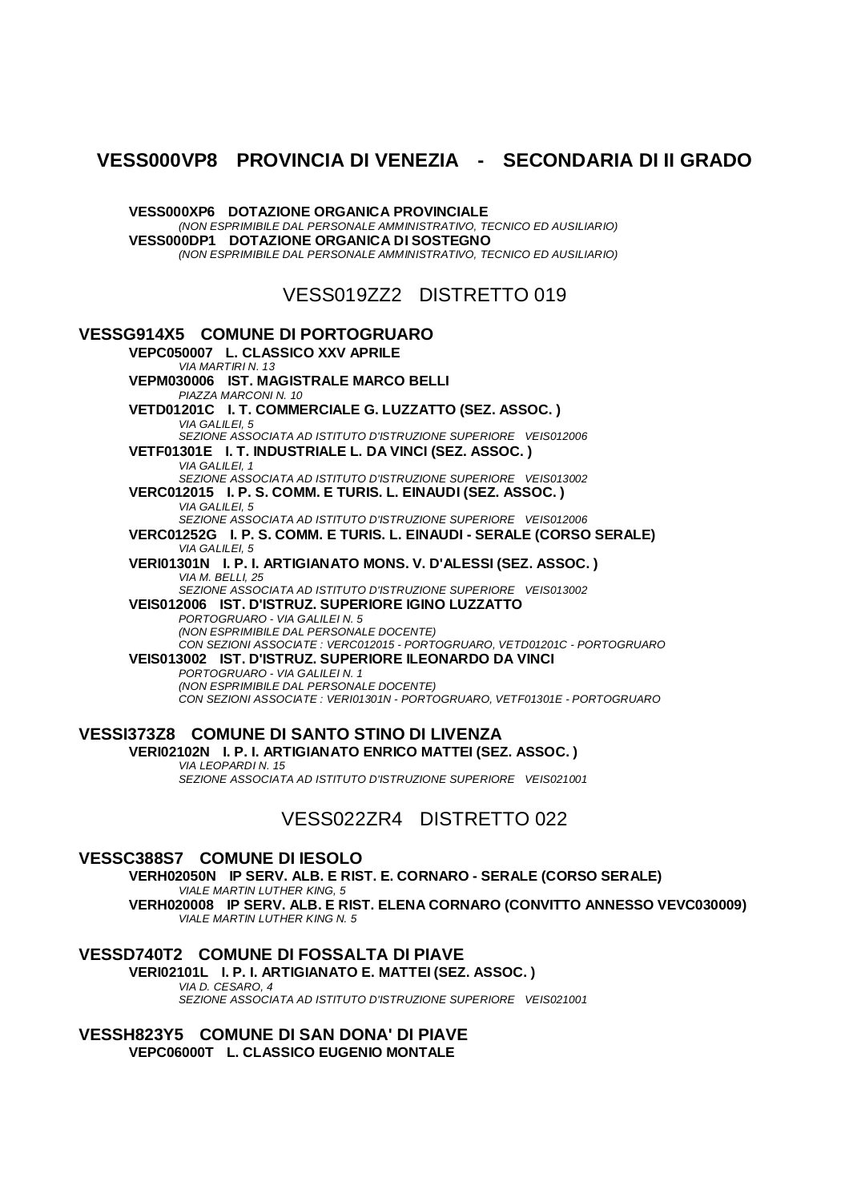# VESS000VP8 PROVINCIA DI VENEZIA - SECONDARIA DI II GRADO

**VESS000XP6 DOTAZIONE ORGANICA PROVINCIALE**
*(NON ESPRIMIBILE DAL PERSONALE AMMINISTRATIVO, TECNICO ED AUSILIARIO)*
**VESS000DP1 DOTAZIONE ORGANICA DI SOSTEGNO**
*(NON ESPRIMIBILE DAL PERSONALE AMMINISTRATIVO, TECNICO ED AUSILIARIO)*

## VESS019ZZ2 DISTRETTO 019

### VESSG914X5 COMUNE DI PORTOGRUARO

**VEPC050007 L. CLASSICO XXV APRILE**
*VIA MARTIRI N. 13*
**VEPM030006 IST. MAGISTRALE MARCO BELLI**
*PIAZZA MARCONI N. 10*
**VETD01201C I. T. COMMERCIALE G. LUZZATTO (SEZ. ASSOC. )**
*VIA GALILEI, 5*
*SEZIONE ASSOCIATA AD ISTITUTO D'ISTRUZIONE SUPERIORE VEIS012006*
**VETF01301E I. T. INDUSTRIALE L. DA VINCI (SEZ. ASSOC. )**
*VIA GALILEI, 1*
*SEZIONE ASSOCIATA AD ISTITUTO D'ISTRUZIONE SUPERIORE VEIS013002*
**VERC012015 I. P. S. COMM. E TURIS. L. EINAUDI (SEZ. ASSOC. )**
*VIA GALILEI, 5*
*SEZIONE ASSOCIATA AD ISTITUTO D'ISTRUZIONE SUPERIORE VEIS012006*
**VERC01252G I. P. S. COMM. E TURIS. L. EINAUDI - SERALE (CORSO SERALE)**
*VIA GALILEI, 5*
**VERI01301N I. P. I. ARTIGIANATO MONS. V. D'ALESSI (SEZ. ASSOC. )**
*VIA M. BELLI, 25*
*SEZIONE ASSOCIATA AD ISTITUTO D'ISTRUZIONE SUPERIORE VEIS013002*
**VEIS012006 IST. D'ISTRUZ. SUPERIORE IGINO LUZZATTO**
*PORTOGRUARO - VIA GALILEI N. 5*
*(NON ESPRIMIBILE DAL PERSONALE DOCENTE)*
*CON SEZIONI ASSOCIATE : VERC012015 - PORTOGRUARO, VETD01201C - PORTOGRUARO*
**VEIS013002 IST. D'ISTRUZ. SUPERIORE ILEONARDO DA VINCI**
*PORTOGRUARO - VIA GALILEI N. 1*
*(NON ESPRIMIBILE DAL PERSONALE DOCENTE)*
*CON SEZIONI ASSOCIATE : VERI01301N - PORTOGRUARO, VETF01301E - PORTOGRUARO*

### VESSI373Z8 COMUNE DI SANTO STINO DI LIVENZA

**VERI02102N I. P. I. ARTIGIANATO ENRICO MATTEI (SEZ. ASSOC. )**
*VIA LEOPARDI N. 15*
*SEZIONE ASSOCIATA AD ISTITUTO D'ISTRUZIONE SUPERIORE VEIS021001*

## VESS022ZR4 DISTRETTO 022

### VESSC388S7 COMUNE DI IESOLO

**VERH02050N IP SERV. ALB. E RIST. E. CORNARO - SERALE (CORSO SERALE)**
*VIALE MARTIN LUTHER KING, 5*
**VERH020008 IP SERV. ALB. E RIST. ELENA CORNARO (CONVITTO ANNESSO VEVC030009)**
*VIALE MARTIN LUTHER KING N. 5*

### VESSD740T2 COMUNE DI FOSSALTA DI PIAVE

**VERI02101L I. P. I. ARTIGIANATO E. MATTEI (SEZ. ASSOC. )**
*VIA D. CESARO, 4*
*SEZIONE ASSOCIATA AD ISTITUTO D'ISTRUZIONE SUPERIORE VEIS021001*

### VESSH823Y5 COMUNE DI SAN DONA' DI PIAVE

**VEPC06000T L. CLASSICO EUGENIO MONTALE**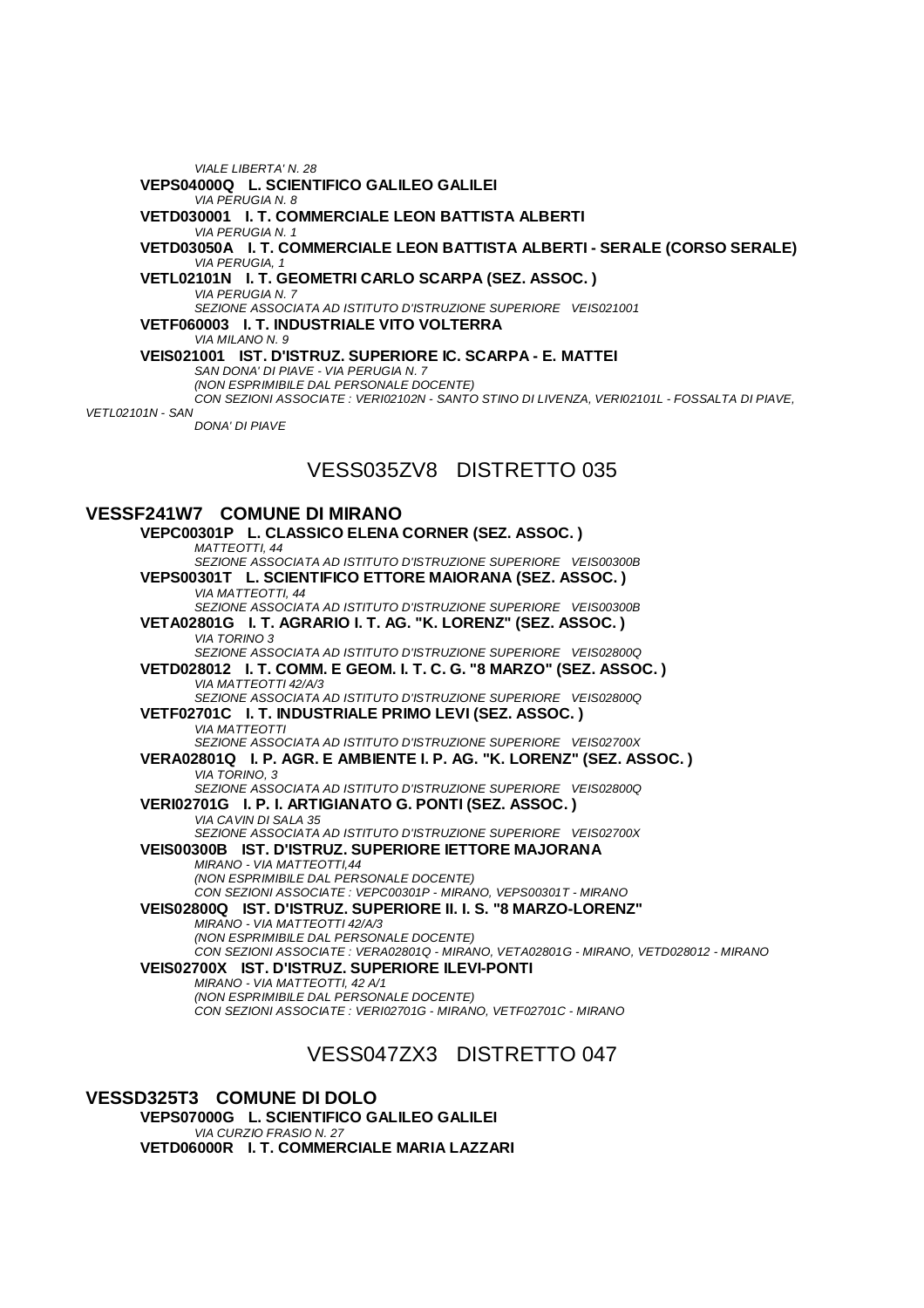*VIALE LIBERTA' N. 28*

**VEPS04000Q L. SCIENTIFICO GALILEO GALILEI**
*VIA PERUGIA N. 8*

**VETD030001 I. T. COMMERCIALE LEON BATTISTA ALBERTI**
*VIA PERUGIA N. 1*

**VETD03050A I. T. COMMERCIALE LEON BATTISTA ALBERTI - SERALE (CORSO SERALE)**
*VIA PERUGIA, 1*

**VETL02101N I. T. GEOMETRI CARLO SCARPA (SEZ. ASSOC. )**
*VIA PERUGIA N. 7*
*SEZIONE ASSOCIATA AD ISTITUTO D'ISTRUZIONE SUPERIORE VEIS021001*

**VETF060003 I. T. INDUSTRIALE VITO VOLTERRA**
*VIA MILANO N. 9*

**VEIS021001 IST. D'ISTRUZ. SUPERIORE IC. SCARPA - E. MATTEI**
*SAN DONA' DI PIAVE - VIA PERUGIA N. 7*
*(NON ESPRIMIBILE DAL PERSONALE DOCENTE)*
*CON SEZIONI ASSOCIATE : VERI02102N - SANTO STINO DI LIVENZA, VERI02101L - FOSSALTA DI PIAVE, VETL02101N - SAN DONA' DI PIAVE*

## VESS035ZV8 DISTRETTO 035

### VESSF241W7 COMUNE DI MIRANO

**VEPC00301P L. CLASSICO ELENA CORNER (SEZ. ASSOC. )**
*MATTEOTTI, 44*
*SEZIONE ASSOCIATA AD ISTITUTO D'ISTRUZIONE SUPERIORE VEIS00300B*

**VEPS00301T L. SCIENTIFICO ETTORE MAIORANA (SEZ. ASSOC. )**
*VIA MATTEOTTI, 44*
*SEZIONE ASSOCIATA AD ISTITUTO D'ISTRUZIONE SUPERIORE VEIS00300B*

**VETA02801G I. T. AGRARIO I. T. AG. "K. LORENZ" (SEZ. ASSOC. )**
*VIA TORINO 3*
*SEZIONE ASSOCIATA AD ISTITUTO D'ISTRUZIONE SUPERIORE VEIS02800Q*

**VETD028012 I. T. COMM. E GEOM. I. T. C. G. "8 MARZO" (SEZ. ASSOC. )**
*VIA MATTEOTTI 42/A/3*
*SEZIONE ASSOCIATA AD ISTITUTO D'ISTRUZIONE SUPERIORE VEIS02800Q*

**VETF02701C I. T. INDUSTRIALE PRIMO LEVI (SEZ. ASSOC. )**
*VIA MATTEOTTI*
*SEZIONE ASSOCIATA AD ISTITUTO D'ISTRUZIONE SUPERIORE VEIS02700X*

**VERA02801Q I. P. AGR. E AMBIENTE I. P. AG. "K. LORENZ" (SEZ. ASSOC. )**
*VIA TORINO, 3*
*SEZIONE ASSOCIATA AD ISTITUTO D'ISTRUZIONE SUPERIORE VEIS02800Q*

**VERI02701G I. P. I. ARTIGIANATO G. PONTI (SEZ. ASSOC. )**
*VIA CAVIN DI SALA 35*
*SEZIONE ASSOCIATA AD ISTITUTO D'ISTRUZIONE SUPERIORE VEIS02700X*

**VEIS00300B IST. D'ISTRUZ. SUPERIORE IETTORE MAJORANA**
*MIRANO - VIA MATTEOTTI,44*
*(NON ESPRIMIBILE DAL PERSONALE DOCENTE)*
*CON SEZIONI ASSOCIATE : VEPC00301P - MIRANO, VEPS00301T - MIRANO*

**VEIS02800Q IST. D'ISTRUZ. SUPERIORE II. I. S. "8 MARZO-LORENZ"**
*MIRANO - VIA MATTEOTTI 42/A/3*
*(NON ESPRIMIBILE DAL PERSONALE DOCENTE)*
*CON SEZIONI ASSOCIATE : VERA02801Q - MIRANO, VETA02801G - MIRANO, VETD028012 - MIRANO*

**VEIS02700X IST. D'ISTRUZ. SUPERIORE ILEVI-PONTI**
*MIRANO - VIA MATTEOTTI, 42 A/1*
*(NON ESPRIMIBILE DAL PERSONALE DOCENTE)*
*CON SEZIONI ASSOCIATE : VERI02701G - MIRANO, VETF02701C - MIRANO*

## VESS047ZX3 DISTRETTO 047

### VESSD325T3 COMUNE DI DOLO

**VEPS07000G L. SCIENTIFICO GALILEO GALILEI**
*VIA CURZIO FRASIO N. 27*

**VETD06000R I. T. COMMERCIALE MARIA LAZZARI**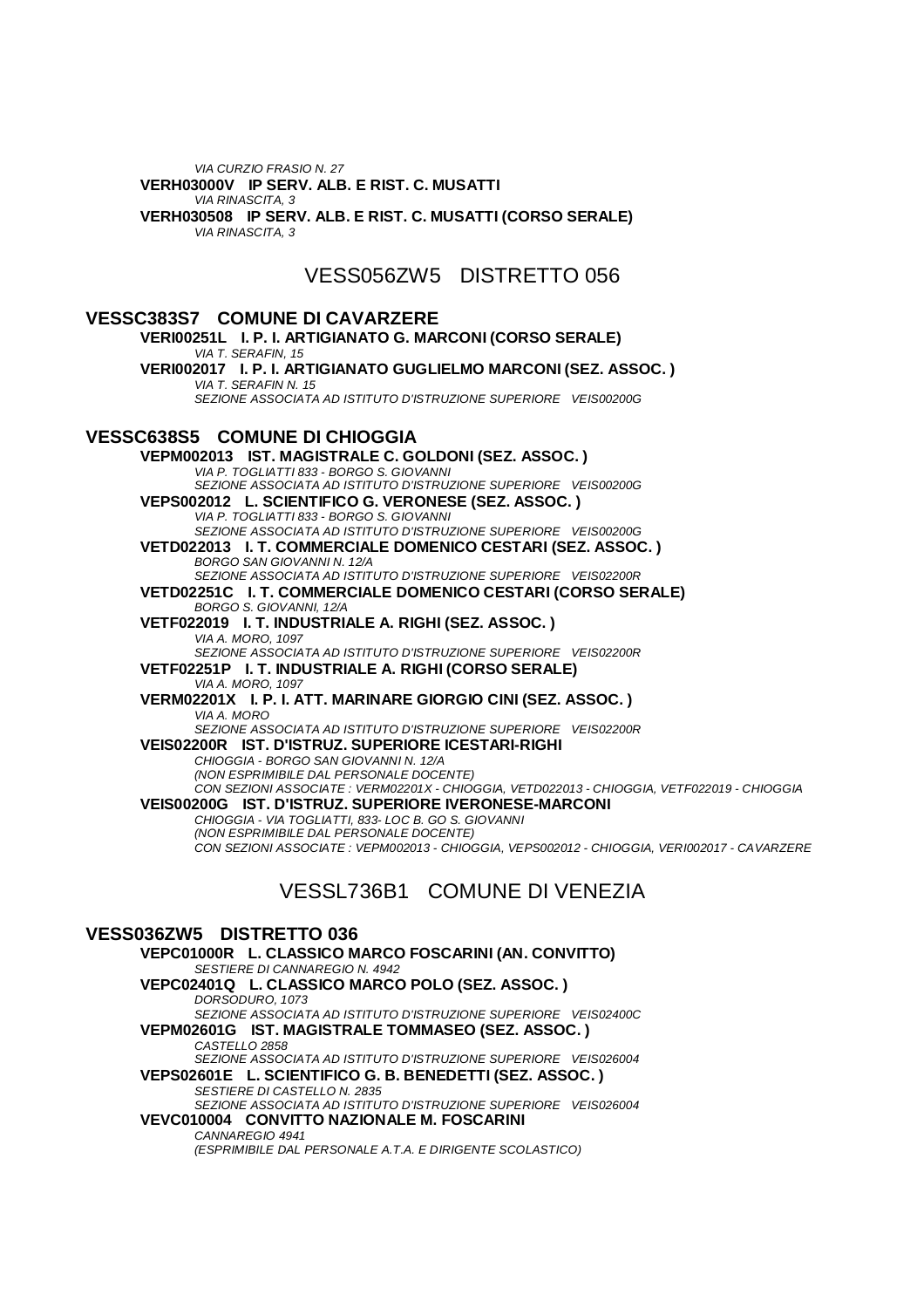*VIA CURZIO FRASIO N. 27*

**VERH03000V IP SERV. ALB. E RIST. C. MUSATTI**
*VIA RINASCITA, 3*

**VERH030508 IP SERV. ALB. E RIST. C. MUSATTI (CORSO SERALE)**
*VIA RINASCITA, 3*

## VESS056ZW5 DISTRETTO 056

### VESSC383S7 COMUNE DI CAVARZERE

**VERI00251L I. P. I. ARTIGIANATO G. MARCONI (CORSO SERALE)**
*VIA T. SERAFIN, 15*

**VERI002017 I. P. I. ARTIGIANATO GUGLIELMO MARCONI (SEZ. ASSOC. )**
*VIA T. SERAFIN N. 15*
*SEZIONE ASSOCIATA AD ISTITUTO D'ISTRUZIONE SUPERIORE VEIS00200G*

### VESSC638S5 COMUNE DI CHIOGGIA

**VEPM002013 IST. MAGISTRALE C. GOLDONI (SEZ. ASSOC. )**
*VIA P. TOGLIATTI 833 - BORGO S. GIOVANNI*
*SEZIONE ASSOCIATA AD ISTITUTO D'ISTRUZIONE SUPERIORE VEIS00200G*

**VEPS002012 L. SCIENTIFICO G. VERONESE (SEZ. ASSOC. )**
*VIA P. TOGLIATTI 833 - BORGO S. GIOVANNI*
*SEZIONE ASSOCIATA AD ISTITUTO D'ISTRUZIONE SUPERIORE VEIS00200G*

**VETD022013 I. T. COMMERCIALE DOMENICO CESTARI (SEZ. ASSOC. )**
*BORGO SAN GIOVANNI N. 12/A*
*SEZIONE ASSOCIATA AD ISTITUTO D'ISTRUZIONE SUPERIORE VEIS02200R*

**VETD02251C I. T. COMMERCIALE DOMENICO CESTARI (CORSO SERALE)**
*BORGO S. GIOVANNI, 12/A*

**VETF022019 I. T. INDUSTRIALE A. RIGHI (SEZ. ASSOC. )**
*VIA A. MORO, 1097*
*SEZIONE ASSOCIATA AD ISTITUTO D'ISTRUZIONE SUPERIORE VEIS02200R*

**VETF02251P I. T. INDUSTRIALE A. RIGHI (CORSO SERALE)**
*VIA A. MORO, 1097*

**VERM02201X I. P. I. ATT. MARINARE GIORGIO CINI (SEZ. ASSOC. )**
*VIA A. MORO*
*SEZIONE ASSOCIATA AD ISTITUTO D'ISTRUZIONE SUPERIORE VEIS02200R*

**VEIS02200R IST. D'ISTRUZ. SUPERIORE ICESTARI-RIGHI**
*CHIOGGIA - BORGO SAN GIOVANNI N. 12/A*
*(NON ESPRIMIBILE DAL PERSONALE DOCENTE)*
*CON SEZIONI ASSOCIATE : VERM02201X - CHIOGGIA, VETD022013 - CHIOGGIA, VETF022019 - CHIOGGIA*

**VEIS00200G IST. D'ISTRUZ. SUPERIORE IVERONESE-MARCONI**
*CHIOGGIA - VIA TOGLIATTI, 833- LOC B. GO S. GIOVANNI*
*(NON ESPRIMIBILE DAL PERSONALE DOCENTE)*
*CON SEZIONI ASSOCIATE : VEPM002013 - CHIOGGIA, VEPS002012 - CHIOGGIA, VERI002017 - CAVARZERE*

## VESSL736B1 COMUNE DI VENEZIA

### VESS036ZW5 DISTRETTO 036

**VEPC01000R L. CLASSICO MARCO FOSCARINI (AN. CONVITTO)**
*SESTIERE DI CANNAREGIO N. 4942*

**VEPC02401Q L. CLASSICO MARCO POLO (SEZ. ASSOC. )**
*DORSODURO, 1073*
*SEZIONE ASSOCIATA AD ISTITUTO D'ISTRUZIONE SUPERIORE VEIS02400C*

**VEPM02601G IST. MAGISTRALE TOMMASEO (SEZ. ASSOC. )**
*CASTELLO 2858*
*SEZIONE ASSOCIATA AD ISTITUTO D'ISTRUZIONE SUPERIORE VEIS026004*

**VEPS02601E L. SCIENTIFICO G. B. BENEDETTI (SEZ. ASSOC. )**
*SESTIERE DI CASTELLO N. 2835*
*SEZIONE ASSOCIATA AD ISTITUTO D'ISTRUZIONE SUPERIORE VEIS026004*

**VEVC010004 CONVITTO NAZIONALE M. FOSCARINI**
*CANNAREGIO 4941*
*(ESPRIMIBILE DAL PERSONALE A.T.A. E DIRIGENTE SCOLASTICO)*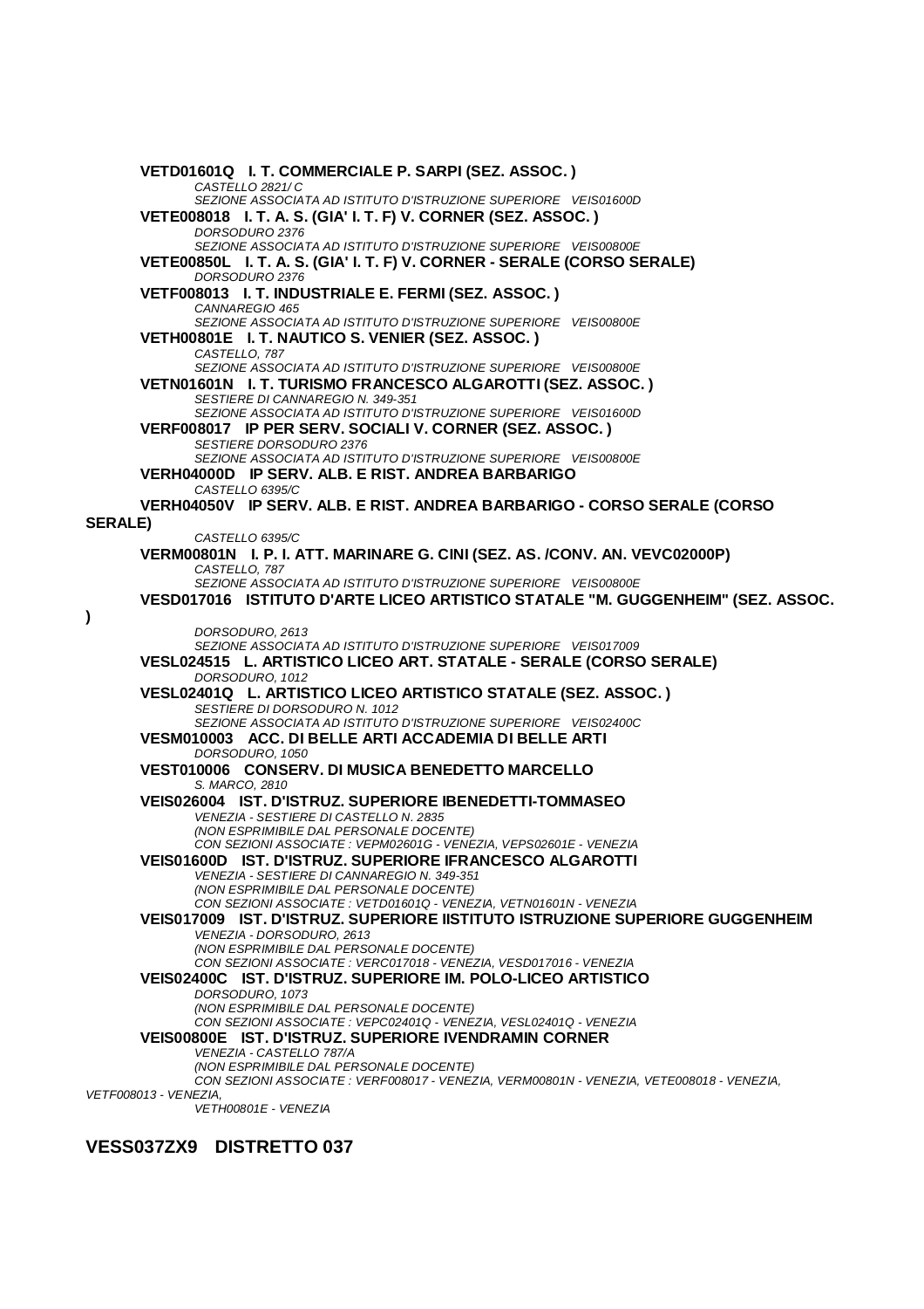**VETD01601Q I. T. COMMERCIALE P. SARPI (SEZ. ASSOC. )**
*CASTELLO 2821/ C*
*SEZIONE ASSOCIATA AD ISTITUTO D'ISTRUZIONE SUPERIORE VEIS01600D*

**VETE008018 I. T. A. S. (GIA' I. T. F) V. CORNER (SEZ. ASSOC. )**
*DORSODURO 2376*
*SEZIONE ASSOCIATA AD ISTITUTO D'ISTRUZIONE SUPERIORE VEIS00800E*

**VETE00850L I. T. A. S. (GIA' I. T. F) V. CORNER - SERALE (CORSO SERALE)**
*DORSODURO 2376*

**VETF008013 I. T. INDUSTRIALE E. FERMI (SEZ. ASSOC. )**
*CANNAREGIO 465*
*SEZIONE ASSOCIATA AD ISTITUTO D'ISTRUZIONE SUPERIORE VEIS00800E*

**VETH00801E I. T. NAUTICO S. VENIER (SEZ. ASSOC. )**
*CASTELLO, 787*
*SEZIONE ASSOCIATA AD ISTITUTO D'ISTRUZIONE SUPERIORE VEIS00800E*

**VETN01601N I. T. TURISMO FRANCESCO ALGAROTTI (SEZ. ASSOC. )**
*SESTIERE DI CANNAREGIO N. 349-351*
*SEZIONE ASSOCIATA AD ISTITUTO D'ISTRUZIONE SUPERIORE VEIS01600D*

**VERF008017 IP PER SERV. SOCIALI V. CORNER (SEZ. ASSOC. )**
*SESTIERE DORSODURO 2376*
*SEZIONE ASSOCIATA AD ISTITUTO D'ISTRUZIONE SUPERIORE VEIS00800E*

**VERH04000D IP SERV. ALB. E RIST. ANDREA BARBARIGO**
*CASTELLO 6395/C*

**VERH04050V IP SERV. ALB. E RIST. ANDREA BARBARIGO - CORSO SERALE (CORSO SERALE)**
*CASTELLO 6395/C*

**VERM00801N I. P. I. ATT. MARINARE G. CINI (SEZ. AS. /CONV. AN. VEVC02000P)**
*CASTELLO, 787*
*SEZIONE ASSOCIATA AD ISTITUTO D'ISTRUZIONE SUPERIORE VEIS00800E*

**VESD017016 ISTITUTO D'ARTE LICEO ARTISTICO STATALE "M. GUGGENHEIM" (SEZ. ASSOC. )**
*DORSODURO, 2613*
*SEZIONE ASSOCIATA AD ISTITUTO D'ISTRUZIONE SUPERIORE VEIS017009*

**VESL024515 L. ARTISTICO LICEO ART. STATALE - SERALE (CORSO SERALE)**
*DORSODURO, 1012*

**VESL02401Q L. ARTISTICO LICEO ARTISTICO STATALE (SEZ. ASSOC. )**
*SESTIERE DI DORSODURO N. 1012*
*SEZIONE ASSOCIATA AD ISTITUTO D'ISTRUZIONE SUPERIORE VEIS02400C*

**VESM010003 ACC. DI BELLE ARTI ACCADEMIA DI BELLE ARTI**
*DORSODURO, 1050*

**VEST010006 CONSERV. DI MUSICA BENEDETTO MARCELLO**
*S. MARCO, 2810*

**VEIS026004 IST. D'ISTRUZ. SUPERIORE IBENEDETTI-TOMMASEO**
*VENEZIA - SESTIERE DI CASTELLO N. 2835*
*(NON ESPRIMIBILE DAL PERSONALE DOCENTE)*
*CON SEZIONI ASSOCIATE : VEPM02601G - VENEZIA, VEPS02601E - VENEZIA*

**VEIS01600D IST. D'ISTRUZ. SUPERIORE IFRANCESCO ALGAROTTI**
*VENEZIA - SESTIERE DI CANNAREGIO N. 349-351*
*(NON ESPRIMIBILE DAL PERSONALE DOCENTE)*
*CON SEZIONI ASSOCIATE : VETD01601Q - VENEZIA, VETN01601N - VENEZIA*

**VEIS017009 IST. D'ISTRUZ. SUPERIORE IISTITUTO ISTRUZIONE SUPERIORE GUGGENHEIM**
*VENEZIA - DORSODURO, 2613*
*(NON ESPRIMIBILE DAL PERSONALE DOCENTE)*
*CON SEZIONI ASSOCIATE : VERC017018 - VENEZIA, VESD017016 - VENEZIA*

**VEIS02400C IST. D'ISTRUZ. SUPERIORE IM. POLO-LICEO ARTISTICO**
*DORSODURO, 1073*
*(NON ESPRIMIBILE DAL PERSONALE DOCENTE)*
*CON SEZIONI ASSOCIATE : VEPC02401Q - VENEZIA, VESL02401Q - VENEZIA*

**VEIS00800E IST. D'ISTRUZ. SUPERIORE IVENDRAMIN CORNER**
*VENEZIA - CASTELLO 787/A*
*(NON ESPRIMIBILE DAL PERSONALE DOCENTE)*
*CON SEZIONI ASSOCIATE : VERF008017 - VENEZIA, VERM00801N - VENEZIA, VETE008018 - VENEZIA, VETF008013 - VENEZIA, VETH00801E - VENEZIA*

## VESS037ZX9 DISTRETTO 037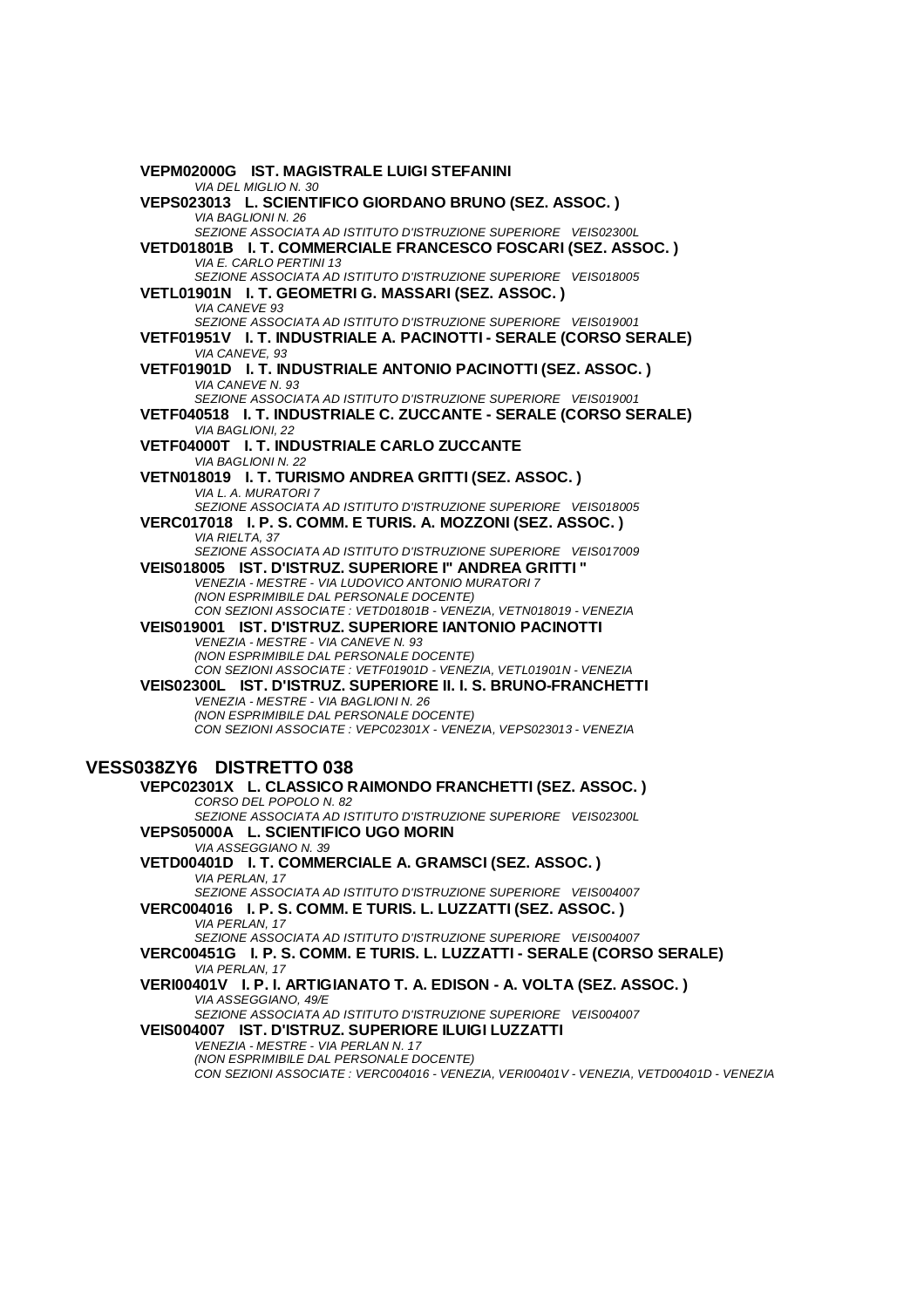**VEPM02000G IST. MAGISTRALE LUIGI STEFANINI**
*VIA DEL MIGLIO N. 30*

**VEPS023013 L. SCIENTIFICO GIORDANO BRUNO (SEZ. ASSOC. )**
*VIA BAGLIONI N. 26*
*SEZIONE ASSOCIATA AD ISTITUTO D'ISTRUZIONE SUPERIORE VEIS02300L*

**VETD01801B I. T. COMMERCIALE FRANCESCO FOSCARI (SEZ. ASSOC. )**
*VIA E. CARLO PERTINI 13*
*SEZIONE ASSOCIATA AD ISTITUTO D'ISTRUZIONE SUPERIORE VEIS018005*

**VETL01901N I. T. GEOMETRI G. MASSARI (SEZ. ASSOC. )**
*VIA CANEVE 93*
*SEZIONE ASSOCIATA AD ISTITUTO D'ISTRUZIONE SUPERIORE VEIS019001*

**VETF01951V I. T. INDUSTRIALE A. PACINOTTI - SERALE (CORSO SERALE)**
*VIA CANEVE, 93*

**VETF01901D I. T. INDUSTRIALE ANTONIO PACINOTTI (SEZ. ASSOC. )**
*VIA CANEVE N. 93*
*SEZIONE ASSOCIATA AD ISTITUTO D'ISTRUZIONE SUPERIORE VEIS019001*

**VETF040518 I. T. INDUSTRIALE C. ZUCCANTE - SERALE (CORSO SERALE)**
*VIA BAGLIONI, 22*

**VETF04000T I. T. INDUSTRIALE CARLO ZUCCANTE**
*VIA BAGLIONI N. 22*

**VETN018019 I. T. TURISMO ANDREA GRITTI (SEZ. ASSOC. )**
*VIA L. A. MURATORI 7*
*SEZIONE ASSOCIATA AD ISTITUTO D'ISTRUZIONE SUPERIORE VEIS018005*

**VERC017018 I. P. S. COMM. E TURIS. A. MOZZONI (SEZ. ASSOC. )**
*VIA RIELTA, 37*
*SEZIONE ASSOCIATA AD ISTITUTO D'ISTRUZIONE SUPERIORE VEIS017009*

**VEIS018005 IST. D'ISTRUZ. SUPERIORE I" ANDREA GRITTI "**
*VENEZIA - MESTRE - VIA LUDOVICO ANTONIO MURATORI 7*
*(NON ESPRIMIBILE DAL PERSONALE DOCENTE)*
*CON SEZIONI ASSOCIATE : VETD01801B - VENEZIA, VETN018019 - VENEZIA*

**VEIS019001 IST. D'ISTRUZ. SUPERIORE IANTONIO PACINOTTI**
*VENEZIA - MESTRE - VIA CANEVE N. 93*
*(NON ESPRIMIBILE DAL PERSONALE DOCENTE)*
*CON SEZIONI ASSOCIATE : VETF01901D - VENEZIA, VETL01901N - VENEZIA*

**VEIS02300L IST. D'ISTRUZ. SUPERIORE II. I. S. BRUNO-FRANCHETTI**
*VENEZIA - MESTRE - VIA BAGLIONI N. 26*
*(NON ESPRIMIBILE DAL PERSONALE DOCENTE)*
*CON SEZIONI ASSOCIATE : VEPC02301X - VENEZIA, VEPS023013 - VENEZIA*

## VESS038ZY6 DISTRETTO 038

**VEPC02301X L. CLASSICO RAIMONDO FRANCHETTI (SEZ. ASSOC. )**
*CORSO DEL POPOLO N. 82*
*SEZIONE ASSOCIATA AD ISTITUTO D'ISTRUZIONE SUPERIORE VEIS02300L*

**VEPS05000A L. SCIENTIFICO UGO MORIN**
*VIA ASSEGGIANO N. 39*

**VETD00401D I. T. COMMERCIALE A. GRAMSCI (SEZ. ASSOC. )**
*VIA PERLAN, 17*
*SEZIONE ASSOCIATA AD ISTITUTO D'ISTRUZIONE SUPERIORE VEIS004007*

**VERC004016 I. P. S. COMM. E TURIS. L. LUZZATTI (SEZ. ASSOC. )**
*VIA PERLAN, 17*
*SEZIONE ASSOCIATA AD ISTITUTO D'ISTRUZIONE SUPERIORE VEIS004007*

**VERC00451G I. P. S. COMM. E TURIS. L. LUZZATTI - SERALE (CORSO SERALE)**
*VIA PERLAN, 17*

**VERI00401V I. P. I. ARTIGIANATO T. A. EDISON - A. VOLTA (SEZ. ASSOC. )**
*VIA ASSEGGIANO, 49/E*
*SEZIONE ASSOCIATA AD ISTITUTO D'ISTRUZIONE SUPERIORE VEIS004007*

**VEIS004007 IST. D'ISTRUZ. SUPERIORE ILUIGI LUZZATTI**
*VENEZIA - MESTRE - VIA PERLAN N. 17*
*(NON ESPRIMIBILE DAL PERSONALE DOCENTE)*
*CON SEZIONI ASSOCIATE : VERC004016 - VENEZIA, VERI00401V - VENEZIA, VETD00401D - VENEZIA*